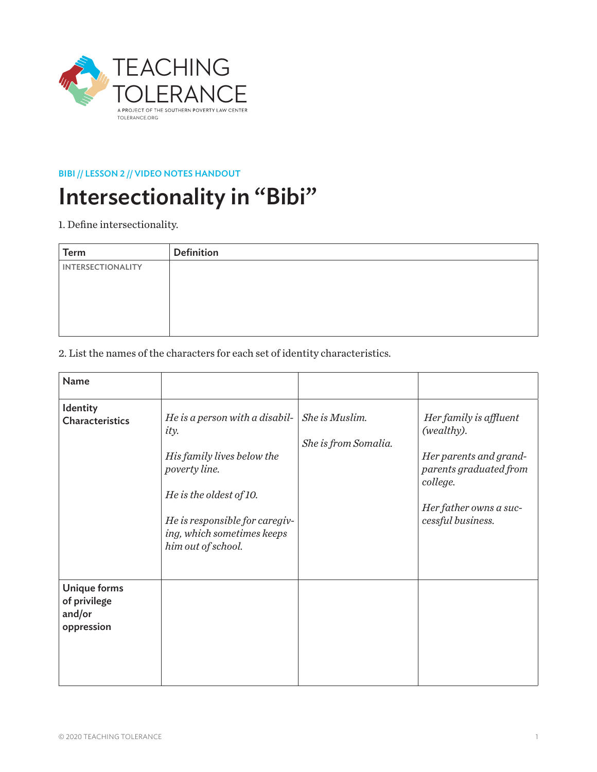TEACHING TOLERANCE

A PROJECT OF THE SOUTHERN POVERTY LAW CENTER
TOLERANCE.ORG

BIBI // LESSON 2 // VIDEO NOTES HANDOUT

# Intersectionality in “Bibi”

1. Define intersectionality.

| Term | Definition |
|---|---|
| INTERSECTIONALITY | |

2. List the names of the characters for each set of identity characteristics.

| Name | | | |
|---|---|---|---|
| Identity Characteristics | *He is a person with a disability.*<br><br>*His family lives below the poverty line.*<br><br>*He is the oldest of 10.*<br><br>*He is responsible for caregiving, which sometimes keeps him out of school.* | *She is Muslim.*<br><br>*She is from Somalia.* | *Her family is affluent (wealthy).*<br><br>*Her parents and grandparents graduated from college.*<br><br>*Her father owns a successful business.* |
| Unique forms of privilege and/or oppression | | | |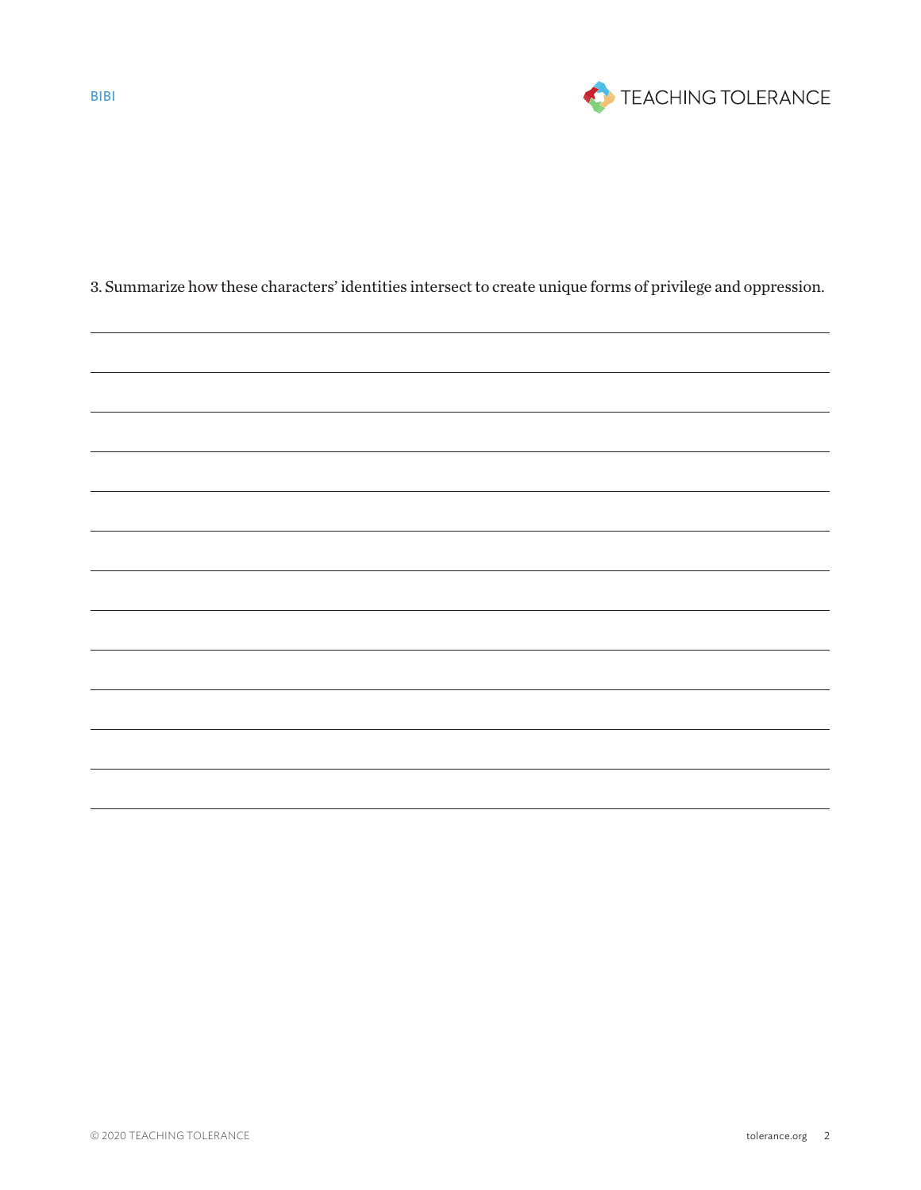3. Summarize how these characters' identities intersect to create unique forms of privilege and oppression.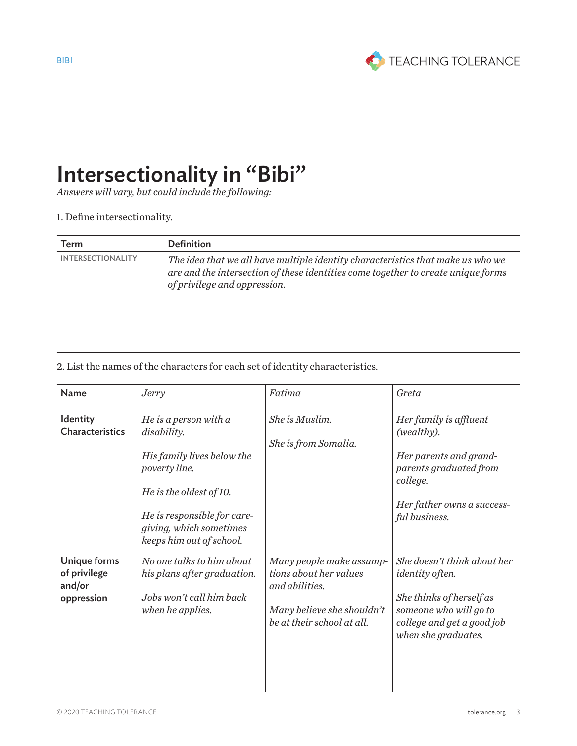# Intersectionality in "Bibi"

*Answers will vary, but could include the following:*

1. Define intersectionality.

| Term | Definition |
|---|---|
| INTERSECTIONALITY | *The idea that we all have multiple identity characteristics that make us who we are and the intersection of these identities come together to create unique forms of privilege and oppression.* |

2. List the names of the characters for each set of identity characteristics.

| **Name** | *Jerry* | *Fatima* | *Greta* |
|---|---|---|---|
| **Identity Characteristics** | *He is a person with a disability.*<br><br>*His family lives below the poverty line.*<br><br>*He is the oldest of 10.*<br><br>*He is responsible for caregiving, which sometimes keeps him out of school.* | *She is Muslim.*<br><br>*She is from Somalia.* | *Her family is affluent (wealthy).*<br><br>*Her parents and grandparents graduated from college.*<br><br>*Her father owns a successful business.* |
| **Unique forms of privilege and/or oppression** | *No one talks to him about his plans after graduation.*<br><br>*Jobs won't call him back when he applies.* | *Many people make assumptions about her values and abilities.*<br><br>*Many believe she shouldn't be at their school at all.* | *She doesn't think about her identity often.*<br><br>*She thinks of herself as someone who will go to college and get a good job when she graduates.* |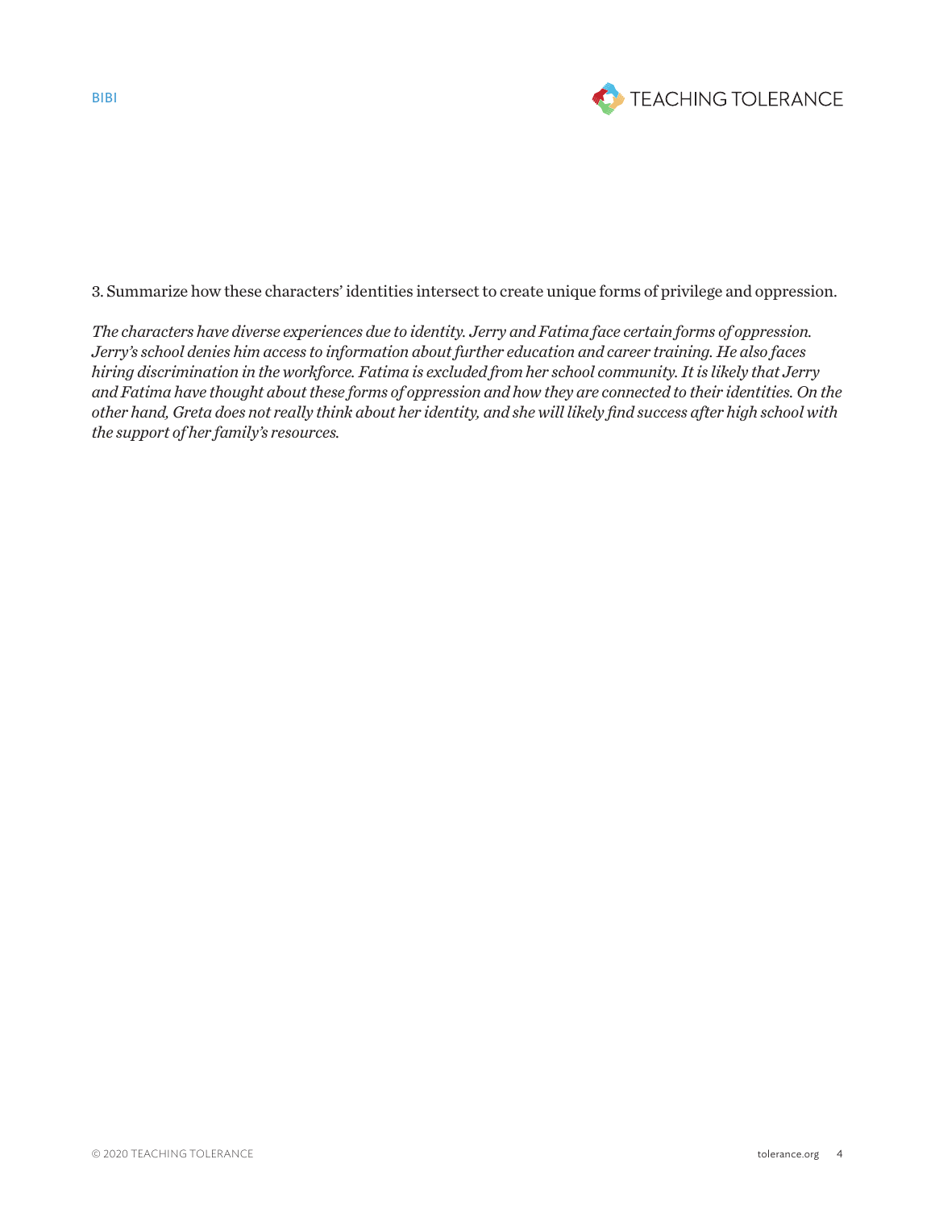3. Summarize how these characters' identities intersect to create unique forms of privilege and oppression.

*The characters have diverse experiences due to identity. Jerry and Fatima face certain forms of oppression. Jerry's school denies him access to information about further education and career training. He also faces hiring discrimination in the workforce. Fatima is excluded from her school community. It is likely that Jerry and Fatima have thought about these forms of oppression and how they are connected to their identities. On the other hand, Greta does not really think about her identity, and she will likely find success after high school with the support of her family's resources.*